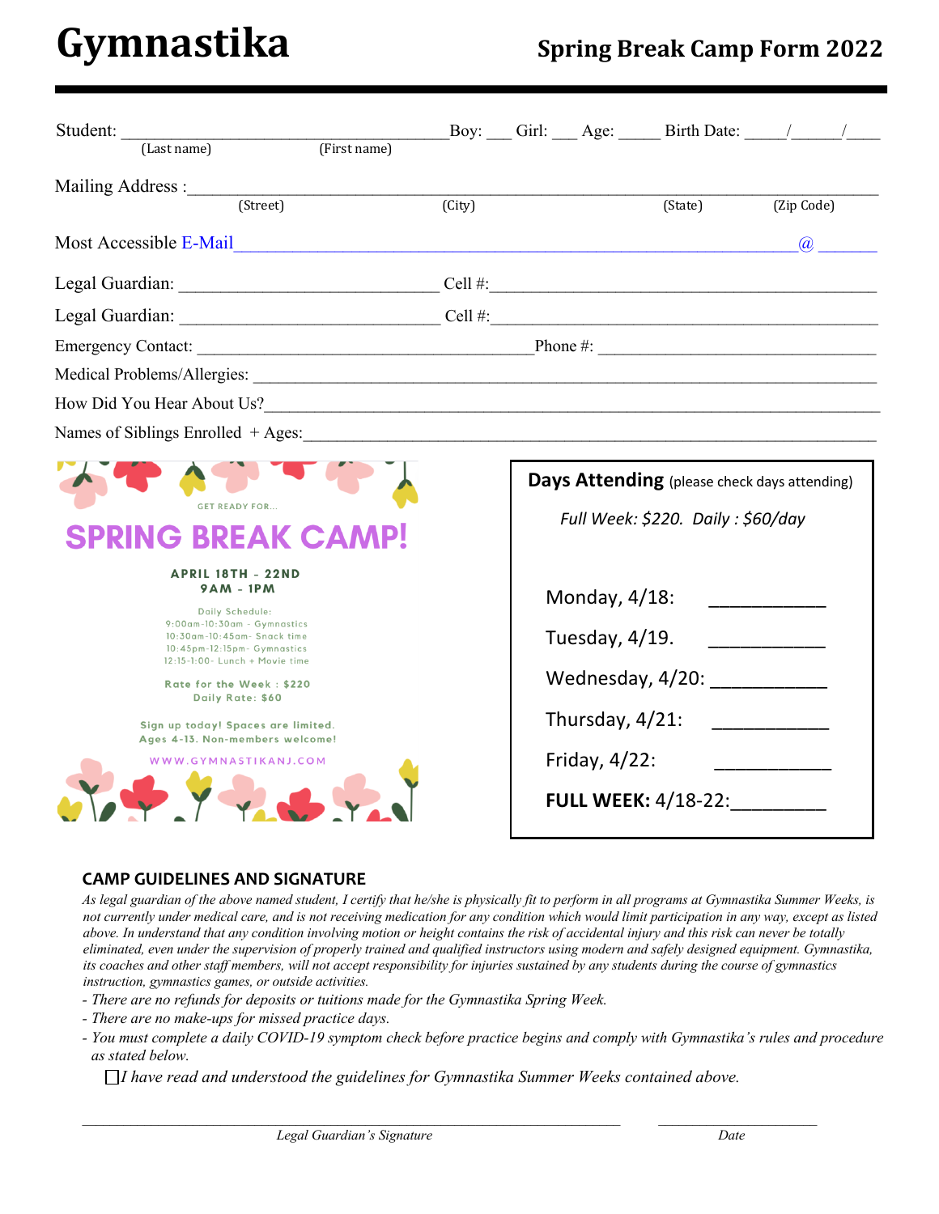# Gymnastika

## Spring Break Camp Form 2022

Student: ____________________________________ Boy: ___ Girl: ___ Age: _____ Birth Date: _____/______/____
(Last name) (First name)

Mailing Address :_________________________________________________________________________
(Street) (City) (State) (Zip Code)

Most Accessible E-Mail______________________________________________________@ ______

Legal Guardian: ____________________________ Cell #:__________________________________________

Legal Guardian: ____________________________ Cell #:__________________________________________

Emergency Contact: _____________________________________Phone #: _______________________________

Medical Problems/Allergies: ________________________________________________________________________

How Did You Hear About Us?________________________________________________________________________

Names of Siblings Enrolled + Ages:__________________________________________________________________

GET READY FOR...

**SPRING BREAK CAMP!**

**APRIL 18TH - 22ND**
**9AM - 1PM**

Daily Schedule:
9:00am-10:30am - Gymnastics
10:30am-10:45am- Snack time
10:45pm-12:15pm- Gymnastics
12:15-1:00- Lunch + Movie time

Rate for the Week : $220
Daily Rate: $60

Sign up today! Spaces are limited.
Ages 4-13. Non-members welcome!

WWW.GYMNASTIKANJ.COM

**Days Attending** (please check days attending)

*Full Week: $220. Daily : $60/day*

Monday, 4/18: ___________

Tuesday, 4/19. ___________

Wednesday, 4/20: ___________

Thursday, 4/21: ___________

Friday, 4/22: ___________

**FULL WEEK:** 4/18-22:_________

### CAMP GUIDELINES AND SIGNATURE

*As legal guardian of the above named student, I certify that he/she is physically fit to perform in all programs at Gymnastika Summer Weeks, is not currently under medical care, and is not receiving medication for any condition which would limit participation in any way, except as listed above. In understand that any condition involving motion or height contains the risk of accidental injury and this risk can never be totally eliminated, even under the supervision of properly trained and qualified instructors using modern and safely designed equipment. Gymnastika, its coaches and other staff members, will not accept responsibility for injuries sustained by any students during the course of gymnastics instruction, gymnastics games, or outside activities.*

- *There are no refunds for deposits or tuitions made for the Gymnastika Spring Week.*
- *There are no make-ups for missed practice days.*
- *You must complete a daily COVID-19 symptom check before practice begins and comply with Gymnastika's rules and procedure as stated below.*

☐ *I have read and understood the guidelines for Gymnastika Summer Weeks contained above.*

______________________________________________ ____________________
*Legal Guardian's Signature* *Date*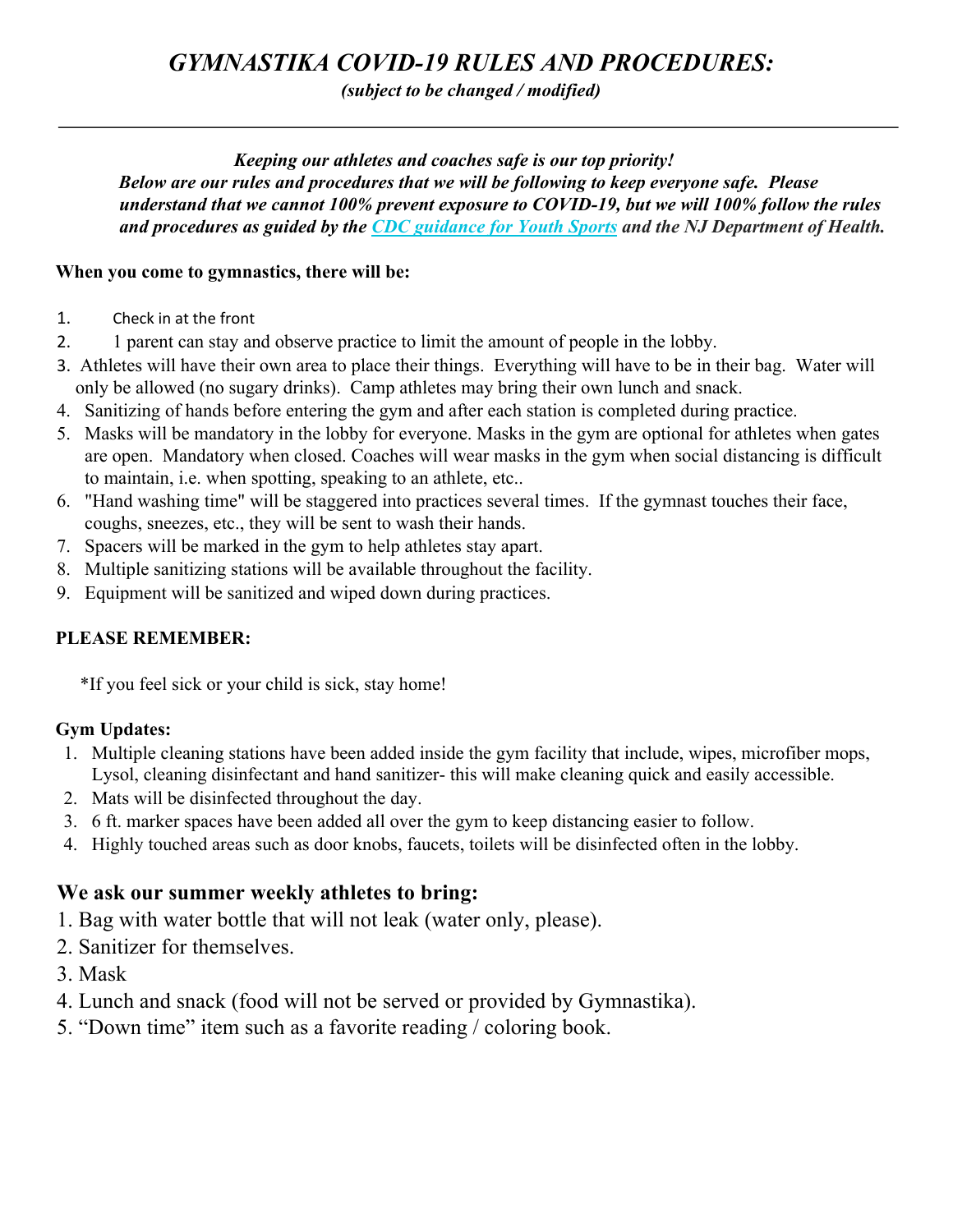# *GYMNASTIKA COVID-19 RULES AND PROCEDURES:*

***(subject to be changed / modified)***

---

***Keeping our athletes and coaches safe is our top priority!***
***Below are our rules and procedures that we will be following to keep everyone safe. Please understand that we cannot 100% prevent exposure to COVID-19, but we will 100% follow the rules and procedures as guided by the CDC guidance for Youth Sports and the NJ Department of Health.***

**When you come to gymnastics, there will be:**

1. Check in at the front
2. 1 parent can stay and observe practice to limit the amount of people in the lobby.
3. Athletes will have their own area to place their things. Everything will have to be in their bag. Water will only be allowed (no sugary drinks). Camp athletes may bring their own lunch and snack.
4. Sanitizing of hands before entering the gym and after each station is completed during practice.
5. Masks will be mandatory in the lobby for everyone. Masks in the gym are optional for athletes when gates are open. Mandatory when closed. Coaches will wear masks in the gym when social distancing is difficult to maintain, i.e. when spotting, speaking to an athlete, etc..
6. "Hand washing time" will be staggered into practices several times. If the gymnast touches their face, coughs, sneezes, etc., they will be sent to wash their hands.
7. Spacers will be marked in the gym to help athletes stay apart.
8. Multiple sanitizing stations will be available throughout the facility.
9. Equipment will be sanitized and wiped down during practices.

**PLEASE REMEMBER:**

*If you feel sick or your child is sick, stay home!

**Gym Updates:**

1. Multiple cleaning stations have been added inside the gym facility that include, wipes, microfiber mops, Lysol, cleaning disinfectant and hand sanitizer- this will make cleaning quick and easily accessible.
2. Mats will be disinfected throughout the day.
3. 6 ft. marker spaces have been added all over the gym to keep distancing easier to follow.
4. Highly touched areas such as door knobs, faucets, toilets will be disinfected often in the lobby.

## We ask our summer weekly athletes to bring:

1. Bag with water bottle that will not leak (water only, please).
2. Sanitizer for themselves.
3. Mask
4. Lunch and snack (food will not be served or provided by Gymnastika).
5. "Down time" item such as a favorite reading / coloring book.